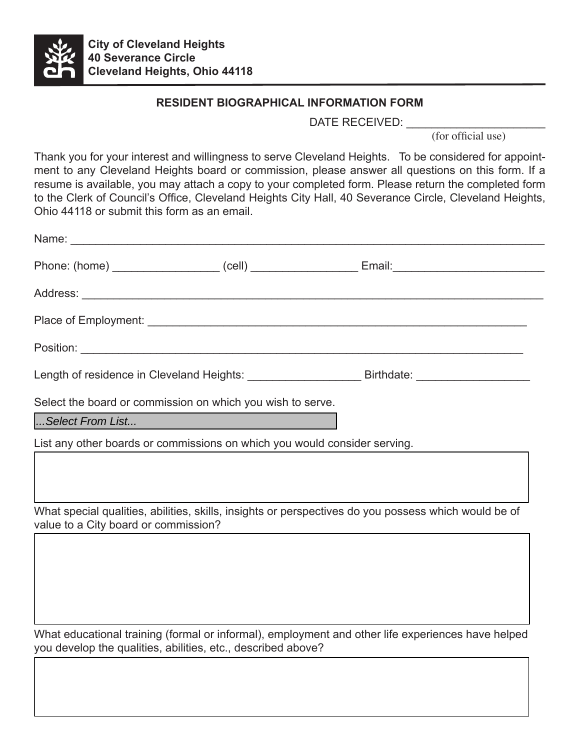**City of Cleveland Heights**
**40 Severance Circle**
**Cleveland Heights, Ohio 44118**

## RESIDENT BIOGRAPHICAL INFORMATION FORM

DATE RECEIVED: ______________________
(for official use)

Thank you for your interest and willingness to serve Cleveland Heights. To be considered for appointment to any Cleveland Heights board or commission, please answer all questions on this form. If a resume is available, you may attach a copy to your completed form. Please return the completed form to the Clerk of Council's Office, Cleveland Heights City Hall, 40 Severance Circle, Cleveland Heights, Ohio 44118 or submit this form as an email.

Name: ______________________________________________________________________________

Phone: (home) _________________ (cell) _________________ Email:_________________________

Address: ____________________________________________________________________________

Place of Employment: ___________________________________________________________

Position: __________________________________________________________________________

Length of residence in Cleveland Heights: __________________ Birthdate: __________________

Select the board or commission on which you wish to serve.

*...Select From List...*

List any other boards or commissions on which you would consider serving.

What special qualities, abilities, skills, insights or perspectives do you possess which would be of value to a City board or commission?

What educational training (formal or informal), employment and other life experiences have helped you develop the qualities, abilities, etc., described above?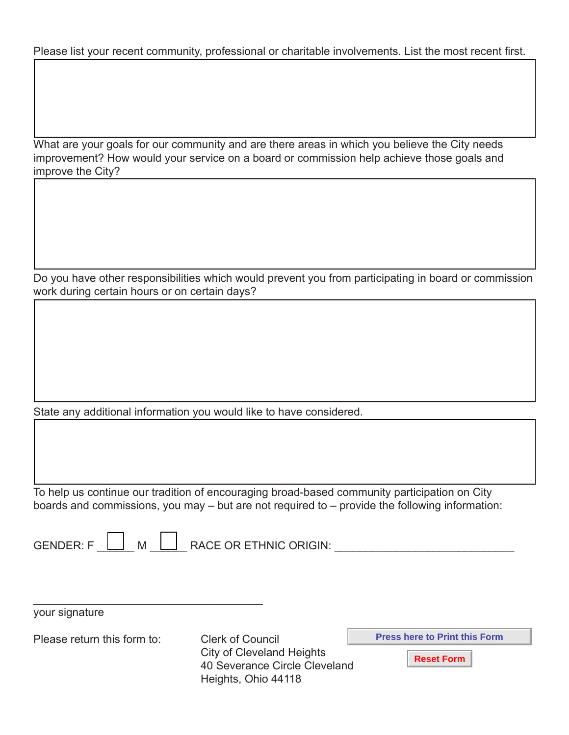Please list your recent community, professional or charitable involvements. List the most recent first.

What are your goals for our community and are there areas in which you believe the City needs improvement? How would your service on a board or commission help achieve those goals and improve the City?

Do you have other responsibilities which would prevent you from participating in board or commission work during certain hours or on certain days?

State any additional information you would like to have considered.

To help us continue our tradition of encouraging broad-based community participation on City boards and commissions, you may – but are not required to – provide the following information:

GENDER: F ☐ M ☐ RACE OR ETHNIC ORIGIN: ____________________________

_______________________________________
your signature

Please return this form to:

Clerk of Council
City of Cleveland Heights
40 Severance Circle Cleveland
Heights, Ohio 44118

Press here to Print this Form

Reset Form